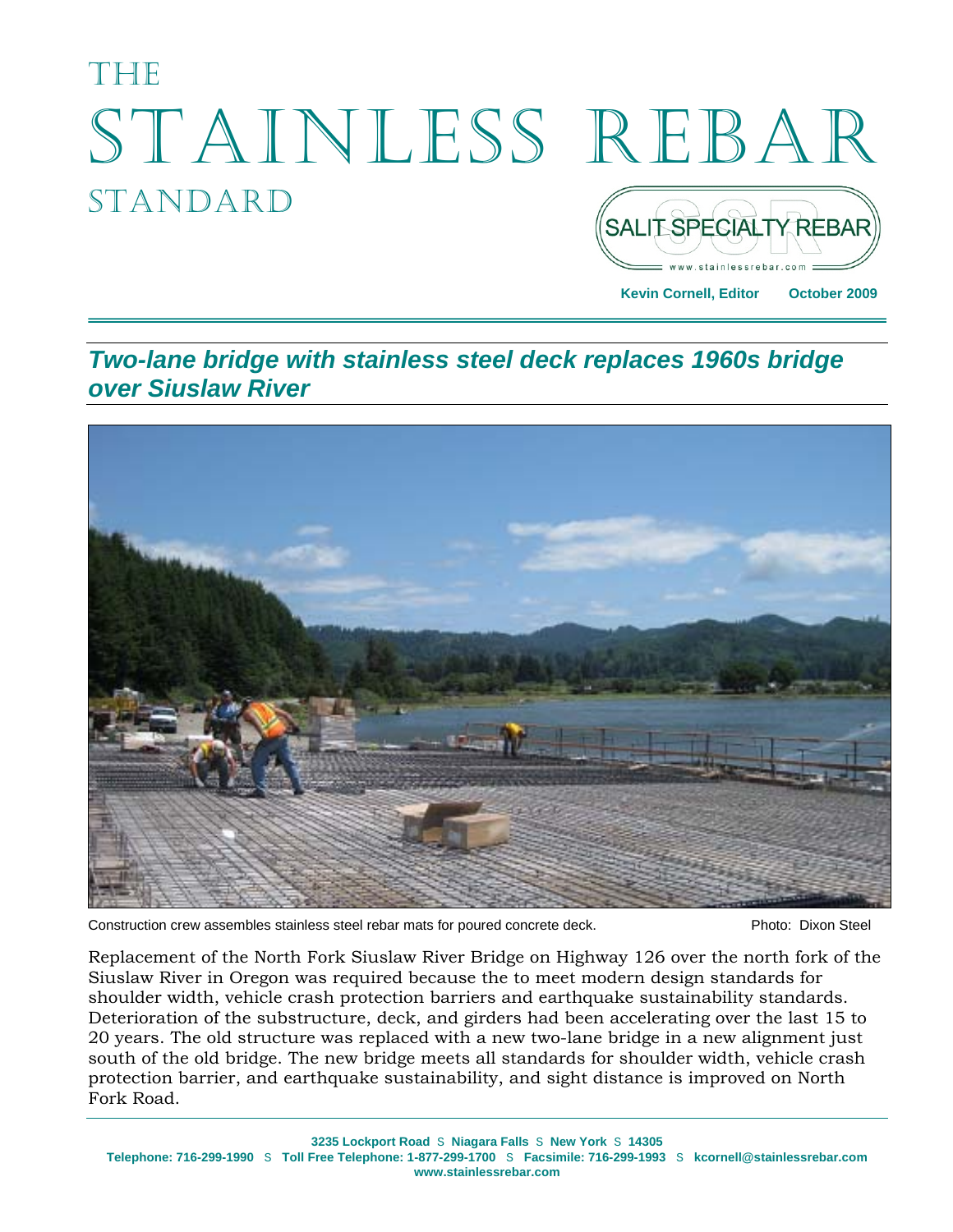# THE STAINLESS REBAR STANDARD

SALIT SPECIALTY REBAR
www.stainlessrebar.com

**Kevin Cornell, Editor** **October 2009**

## *Two-lane bridge with stainless steel deck replaces 1960s bridge over Siuslaw River*

Construction crew assembles stainless steel rebar mats for poured concrete deck. Photo: Dixon Steel

Replacement of the North Fork Siuslaw River Bridge on Highway 126 over the north fork of the Siuslaw River in Oregon was required because the to meet modern design standards for shoulder width, vehicle crash protection barriers and earthquake sustainability standards. Deterioration of the substructure, deck, and girders had been accelerating over the last 15 to 20 years. The old structure was replaced with a new two-lane bridge in a new alignment just south of the old bridge. The new bridge meets all standards for shoulder width, vehicle crash protection barrier, and earthquake sustainability, and sight distance is improved on North Fork Road.

**3235 Lockport Road** S **Niagara Falls** S **New York** S **14305**
**Telephone: 716-299-1990** S **Toll Free Telephone: 1-877-299-1700** S **Facsimile: 716-299-1993** S **kcornell@stainlessrebar.com**
**www.stainlessrebar.com**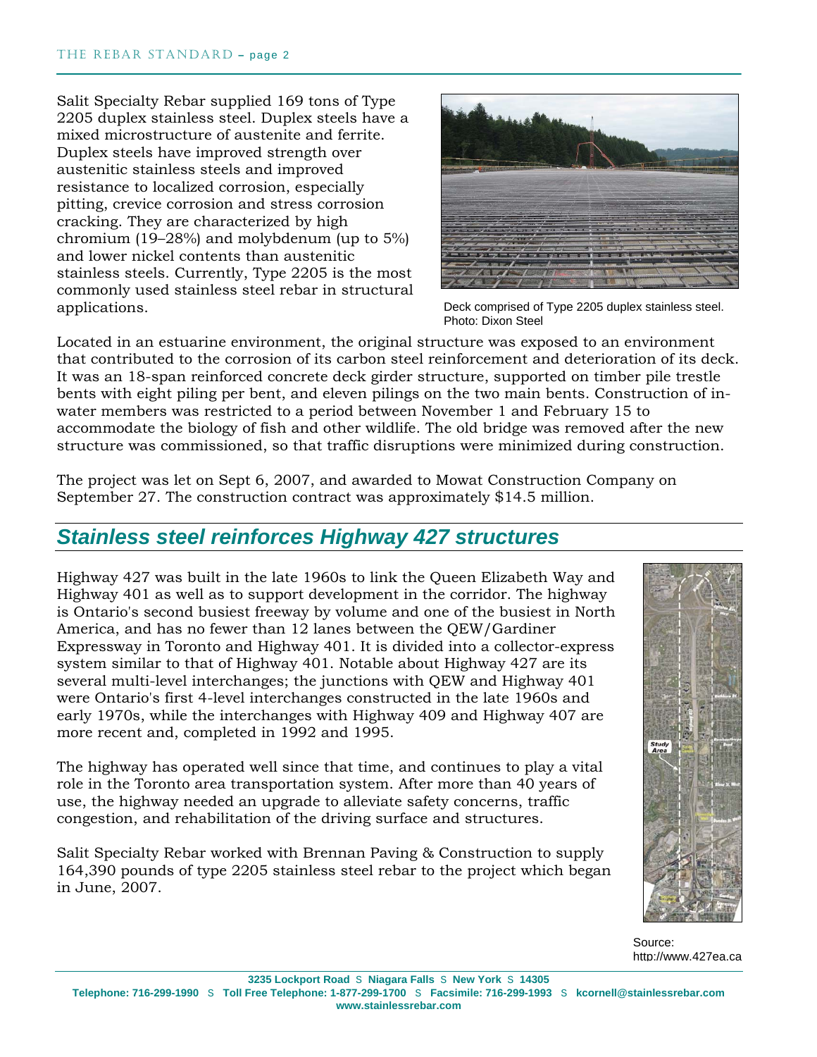Salit Specialty Rebar supplied 169 tons of Type 2205 duplex stainless steel. Duplex steels have a mixed microstructure of austenite and ferrite. Duplex steels have improved strength over austenitic stainless steels and improved resistance to localized corrosion, especially pitting, crevice corrosion and stress corrosion cracking. They are characterized by high chromium (19–28%) and molybdenum (up to 5%) and lower nickel contents than austenitic stainless steels. Currently, Type 2205 is the most commonly used stainless steel rebar in structural applications.

Deck comprised of Type 2205 duplex stainless steel. Photo: Dixon Steel

Located in an estuarine environment, the original structure was exposed to an environment that contributed to the corrosion of its carbon steel reinforcement and deterioration of its deck. It was an 18-span reinforced concrete deck girder structure, supported on timber pile trestle bents with eight piling per bent, and eleven pilings on the two main bents. Construction of in-water members was restricted to a period between November 1 and February 15 to accommodate the biology of fish and other wildlife. The old bridge was removed after the new structure was commissioned, so that traffic disruptions were minimized during construction.

The project was let on Sept 6, 2007, and awarded to Mowat Construction Company on September 27. The construction contract was approximately $14.5 million.

## *Stainless steel reinforces Highway 427 structures*

Highway 427 was built in the late 1960s to link the Queen Elizabeth Way and Highway 401 as well as to support development in the corridor. The highway is Ontario's second busiest freeway by volume and one of the busiest in North America, and has no fewer than 12 lanes between the QEW/Gardiner Expressway in Toronto and Highway 401. It is divided into a collector-express system similar to that of Highway 401. Notable about Highway 427 are its several multi-level interchanges; the junctions with QEW and Highway 401 were Ontario's first 4-level interchanges constructed in the late 1960s and early 1970s, while the interchanges with Highway 409 and Highway 407 are more recent and, completed in 1992 and 1995.

The highway has operated well since that time, and continues to play a vital role in the Toronto area transportation system. After more than 40 years of use, the highway needed an upgrade to alleviate safety concerns, traffic congestion, and rehabilitation of the driving surface and structures.

Salit Specialty Rebar worked with Brennan Paving & Construction to supply 164,390 pounds of type 2205 stainless steel rebar to the project which began in June, 2007.

Source: http://www.427ea.ca

**3235 Lockport Road S Niagara Falls S New York S 14305**
**Telephone: 716-299-1990 S Toll Free Telephone: 1-877-299-1700 S Facsimile: 716-299-1993 S kcornell@stainlessrebar.com**
**www.stainlessrebar.com**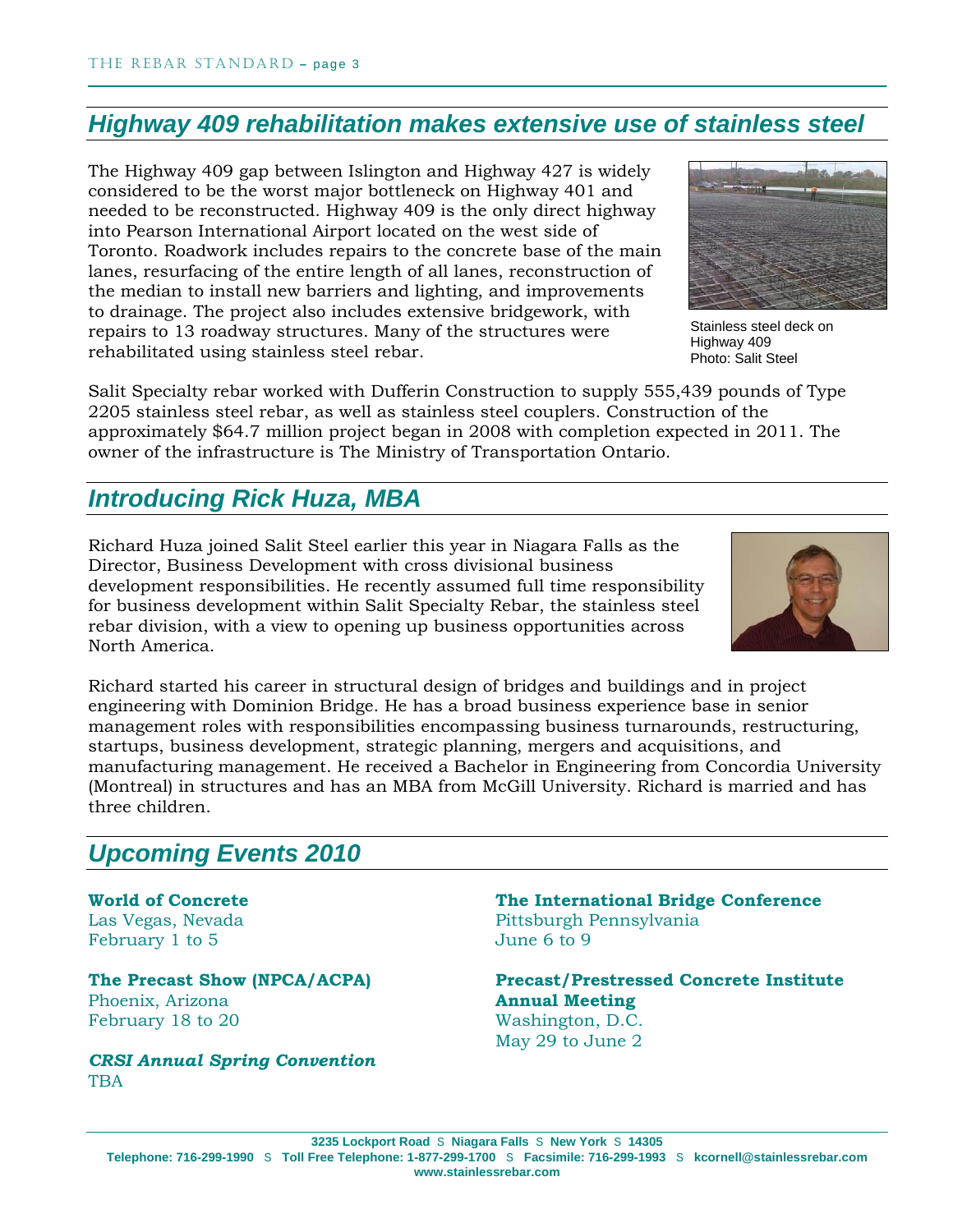## *Highway 409 rehabilitation makes extensive use of stainless steel*

The Highway 409 gap between Islington and Highway 427 is widely considered to be the worst major bottleneck on Highway 401 and needed to be reconstructed. Highway 409 is the only direct highway into Pearson International Airport located on the west side of Toronto. Roadwork includes repairs to the concrete base of the main lanes, resurfacing of the entire length of all lanes, reconstruction of the median to install new barriers and lighting, and improvements to drainage. The project also includes extensive bridgework, with repairs to 13 roadway structures. Many of the structures were rehabilitated using stainless steel rebar.

Stainless steel deck on Highway 409
Photo: Salit Steel

Salit Specialty rebar worked with Dufferin Construction to supply 555,439 pounds of Type 2205 stainless steel rebar, as well as stainless steel couplers. Construction of the approximately $64.7 million project began in 2008 with completion expected in 2011. The owner of the infrastructure is The Ministry of Transportation Ontario.

## *Introducing Rick Huza, MBA*

Richard Huza joined Salit Steel earlier this year in Niagara Falls as the Director, Business Development with cross divisional business development responsibilities. He recently assumed full time responsibility for business development within Salit Specialty Rebar, the stainless steel rebar division, with a view to opening up business opportunities across North America.

Richard started his career in structural design of bridges and buildings and in project engineering with Dominion Bridge. He has a broad business experience base in senior management roles with responsibilities encompassing business turnarounds, restructuring, startups, business development, strategic planning, mergers and acquisitions, and manufacturing management. He received a Bachelor in Engineering from Concordia University (Montreal) in structures and has an MBA from McGill University. Richard is married and has three children.

## *Upcoming Events 2010*

**World of Concrete**
Las Vegas, Nevada
February 1 to 5

**The Precast Show (NPCA/ACPA)**
Phoenix, Arizona
February 18 to 20

***CRSI Annual Spring Convention***
TBA

**The International Bridge Conference**
Pittsburgh Pennsylvania
June 6 to 9

**Precast/Prestressed Concrete Institute Annual Meeting**
Washington, D.C.
May 29 to June 2

3235 Lockport Road • Niagara Falls • New York • 14305
Telephone: 716-299-1990 • Toll Free Telephone: 1-877-299-1700 • Facsimile: 716-299-1993 • kcornell@stainlessrebar.com
www.stainlessrebar.com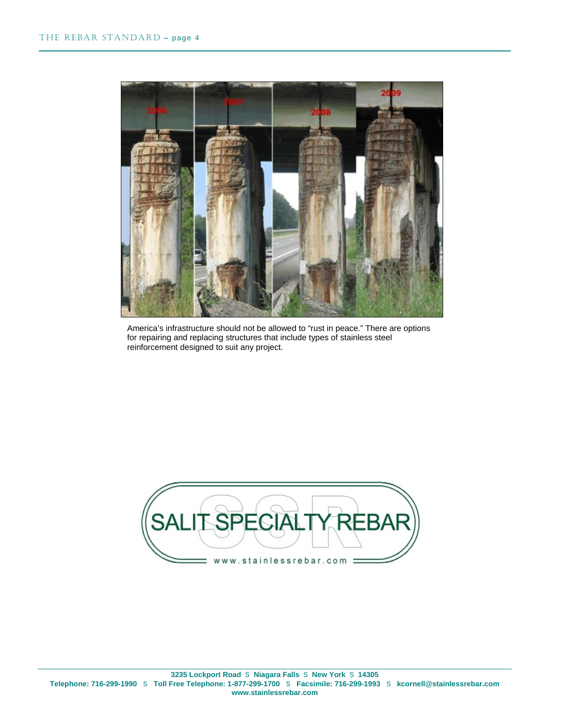America's infrastructure should not be allowed to "rust in peace." There are options for repairing and replacing structures that include types of stainless steel reinforcement designed to suit any project.

SALIT SPECIALTY REBAR

www.stainlessrebar.com

3235 Lockport Road S Niagara Falls S New York S 14305

Telephone: 716-299-1990 S Toll Free Telephone: 1-877-299-1700 S Facsimile: 716-299-1993 S kcornell@stainlessrebar.com

www.stainlessrebar.com